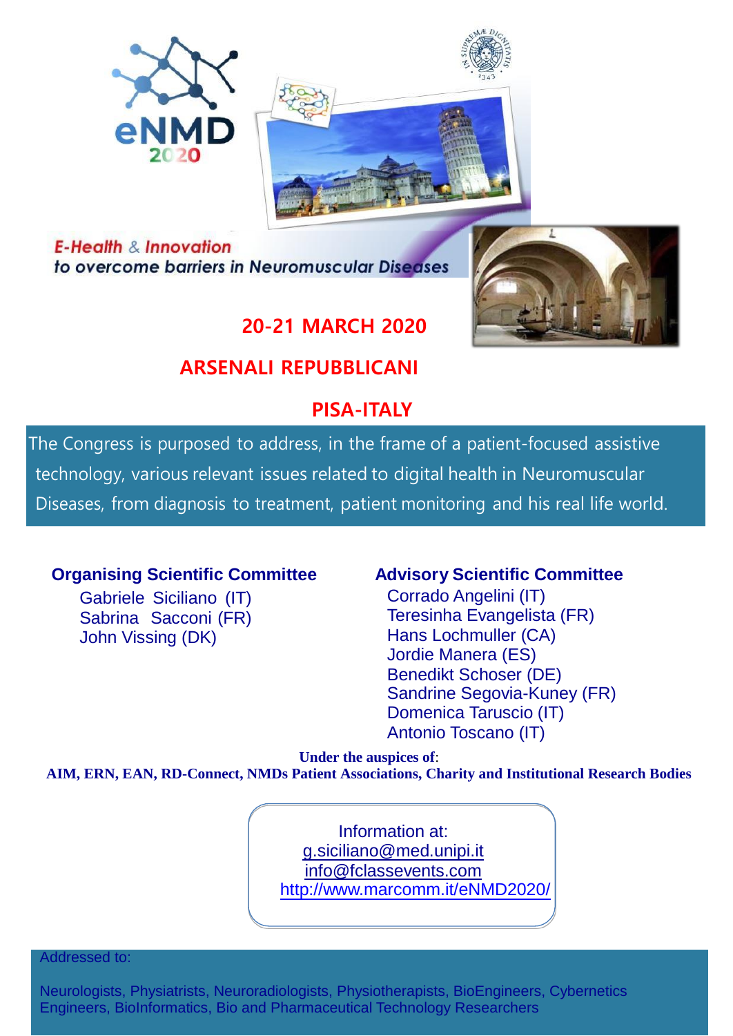eNMD 2020

*E-Health & Innovation*
*to overcome barriers in Neuromuscular Diseases*

## 20-21 MARCH 2020

## ARSENALI REPUBBLICANI

## PISA-ITALY

The Congress is purposed to address, in the frame of a patient-focused assistive technology, various relevant issues related to digital health in Neuromuscular Diseases, from diagnosis to treatment, patient monitoring and his real life world.

**Organising Scientific Committee**

Gabriele Siciliano (IT)
Sabrina Sacconi (FR)
John Vissing (DK)

**Advisory Scientific Committee**

Corrado Angelini (IT)
Teresinha Evangelista (FR)
Hans Lochmuller (CA)
Jordie Manera (ES)
Benedikt Schoser (DE)
Sandrine Segovia-Kuney (FR)
Domenica Taruscio (IT)
Antonio Toscano (IT)

**Under the auspices of**:
**AIM, ERN, EAN, RD-Connect, NMDs Patient Associations, Charity and Institutional Research Bodies**

Information at:
g.siciliano@med.unipi.it
info@fclassevents.com
http://www.marcomm.it/eNMD2020/

Addressed to:

Neurologists, Physiatrists, Neuroradiologists, Physiotherapists, BioEngineers, Cybernetics Engineers, BioInformatics, Bio and Pharmaceutical Technology Researchers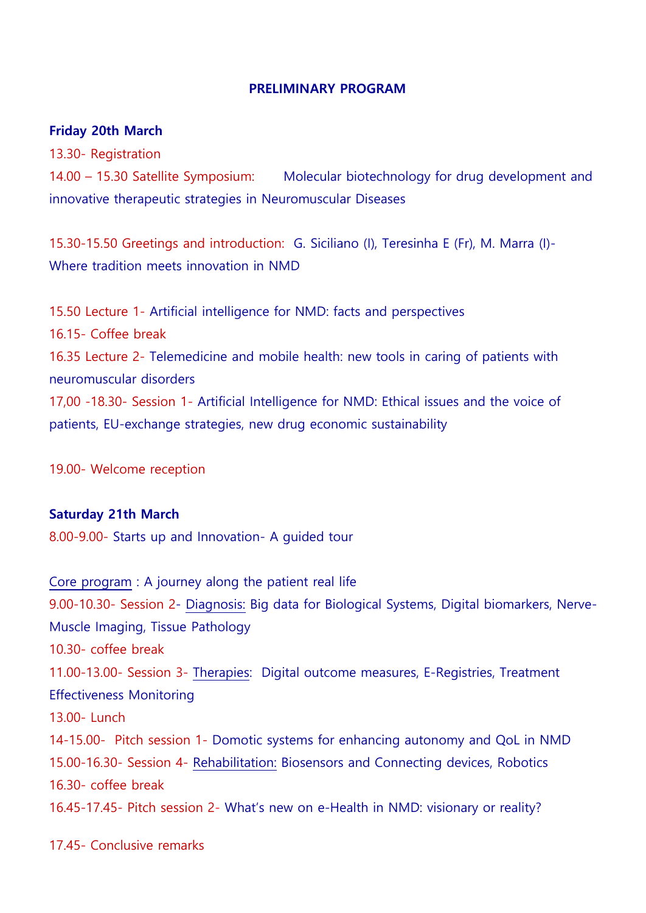## PRELIMINARY PROGRAM

**Friday 20th March**

13.30- Registration

14.00 – 15.30 Satellite Symposium: Molecular biotechnology for drug development and innovative therapeutic strategies in Neuromuscular Diseases

15.30-15.50 Greetings and introduction: G. Siciliano (I), Teresinha E (Fr), M. Marra (I)- Where tradition meets innovation in NMD

15.50 Lecture 1- Artificial intelligence for NMD: facts and perspectives

16.15- Coffee break

16.35 Lecture 2- Telemedicine and mobile health: new tools in caring of patients with neuromuscular disorders

17,00 -18.30- Session 1- Artificial Intelligence for NMD: Ethical issues and the voice of patients, EU-exchange strategies, new drug economic sustainability

19.00- Welcome reception

**Saturday 21th March**

8.00-9.00- Starts up and Innovation- A guided tour

Core program : A journey along the patient real life

9.00-10.30- Session 2- Diagnosis: Big data for Biological Systems, Digital biomarkers, Nerve-Muscle Imaging, Tissue Pathology

10.30- coffee break

11.00-13.00- Session 3- Therapies: Digital outcome measures, E-Registries, Treatment Effectiveness Monitoring

13.00- Lunch

14-15.00- Pitch session 1- Domotic systems for enhancing autonomy and QoL in NMD

15.00-16.30- Session 4- Rehabilitation: Biosensors and Connecting devices, Robotics

16.30- coffee break

16.45-17.45- Pitch session 2- What's new on e-Health in NMD: visionary or reality?

17.45- Conclusive remarks